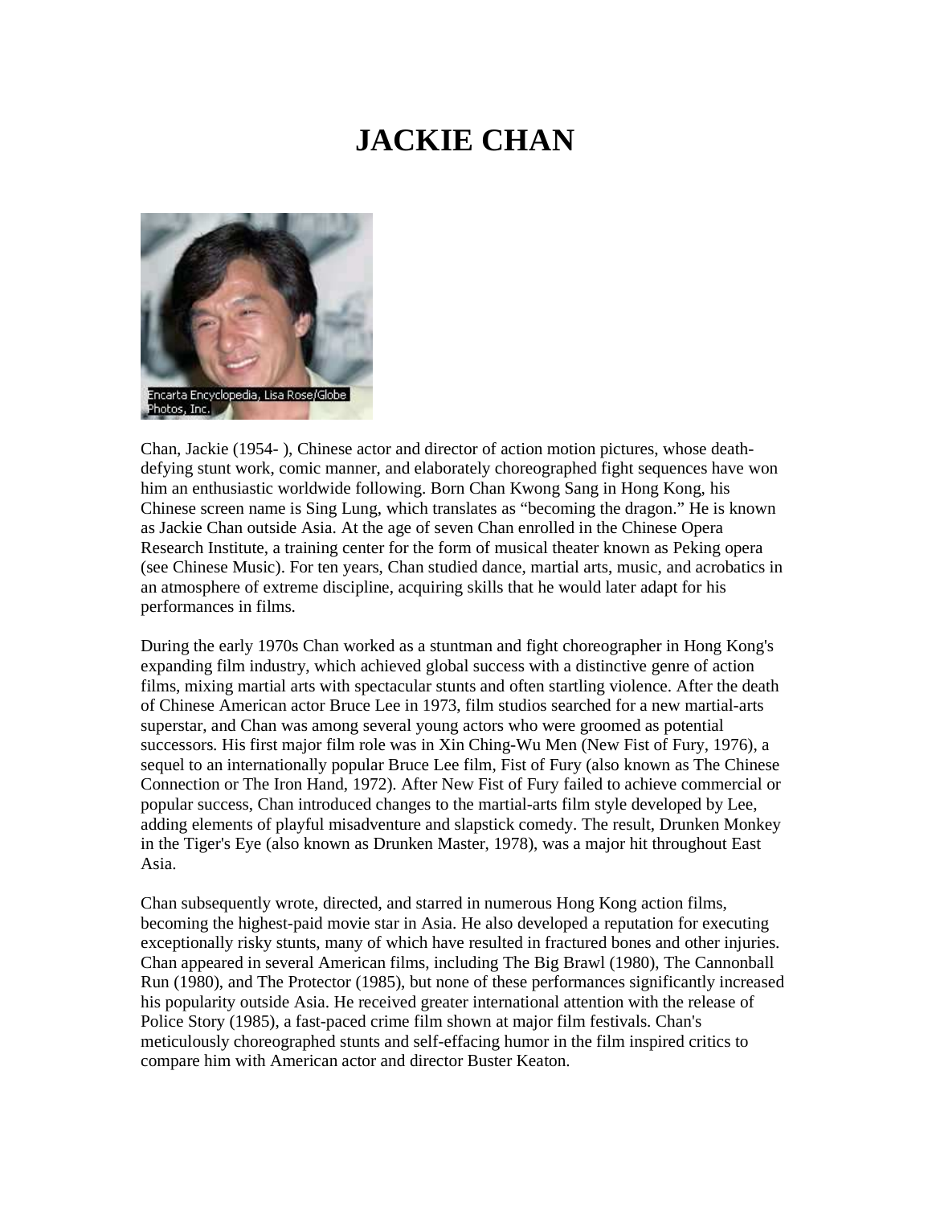# JACKIE CHAN

Encarta Encyclopedia, Lisa Rose/Globe Photos, Inc.

Chan, Jackie (1954- ), Chinese actor and director of action motion pictures, whose death-defying stunt work, comic manner, and elaborately choreographed fight sequences have won him an enthusiastic worldwide following. Born Chan Kwong Sang in Hong Kong, his Chinese screen name is Sing Lung, which translates as "becoming the dragon." He is known as Jackie Chan outside Asia. At the age of seven Chan enrolled in the Chinese Opera Research Institute, a training center for the form of musical theater known as Peking opera (see Chinese Music). For ten years, Chan studied dance, martial arts, music, and acrobatics in an atmosphere of extreme discipline, acquiring skills that he would later adapt for his performances in films.

During the early 1970s Chan worked as a stuntman and fight choreographer in Hong Kong's expanding film industry, which achieved global success with a distinctive genre of action films, mixing martial arts with spectacular stunts and often startling violence. After the death of Chinese American actor Bruce Lee in 1973, film studios searched for a new martial-arts superstar, and Chan was among several young actors who were groomed as potential successors. His first major film role was in Xin Ching-Wu Men (New Fist of Fury, 1976), a sequel to an internationally popular Bruce Lee film, Fist of Fury (also known as The Chinese Connection or The Iron Hand, 1972). After New Fist of Fury failed to achieve commercial or popular success, Chan introduced changes to the martial-arts film style developed by Lee, adding elements of playful misadventure and slapstick comedy. The result, Drunken Monkey in the Tiger's Eye (also known as Drunken Master, 1978), was a major hit throughout East Asia.

Chan subsequently wrote, directed, and starred in numerous Hong Kong action films, becoming the highest-paid movie star in Asia. He also developed a reputation for executing exceptionally risky stunts, many of which have resulted in fractured bones and other injuries. Chan appeared in several American films, including The Big Brawl (1980), The Cannonball Run (1980), and The Protector (1985), but none of these performances significantly increased his popularity outside Asia. He received greater international attention with the release of Police Story (1985), a fast-paced crime film shown at major film festivals. Chan's meticulously choreographed stunts and self-effacing humor in the film inspired critics to compare him with American actor and director Buster Keaton.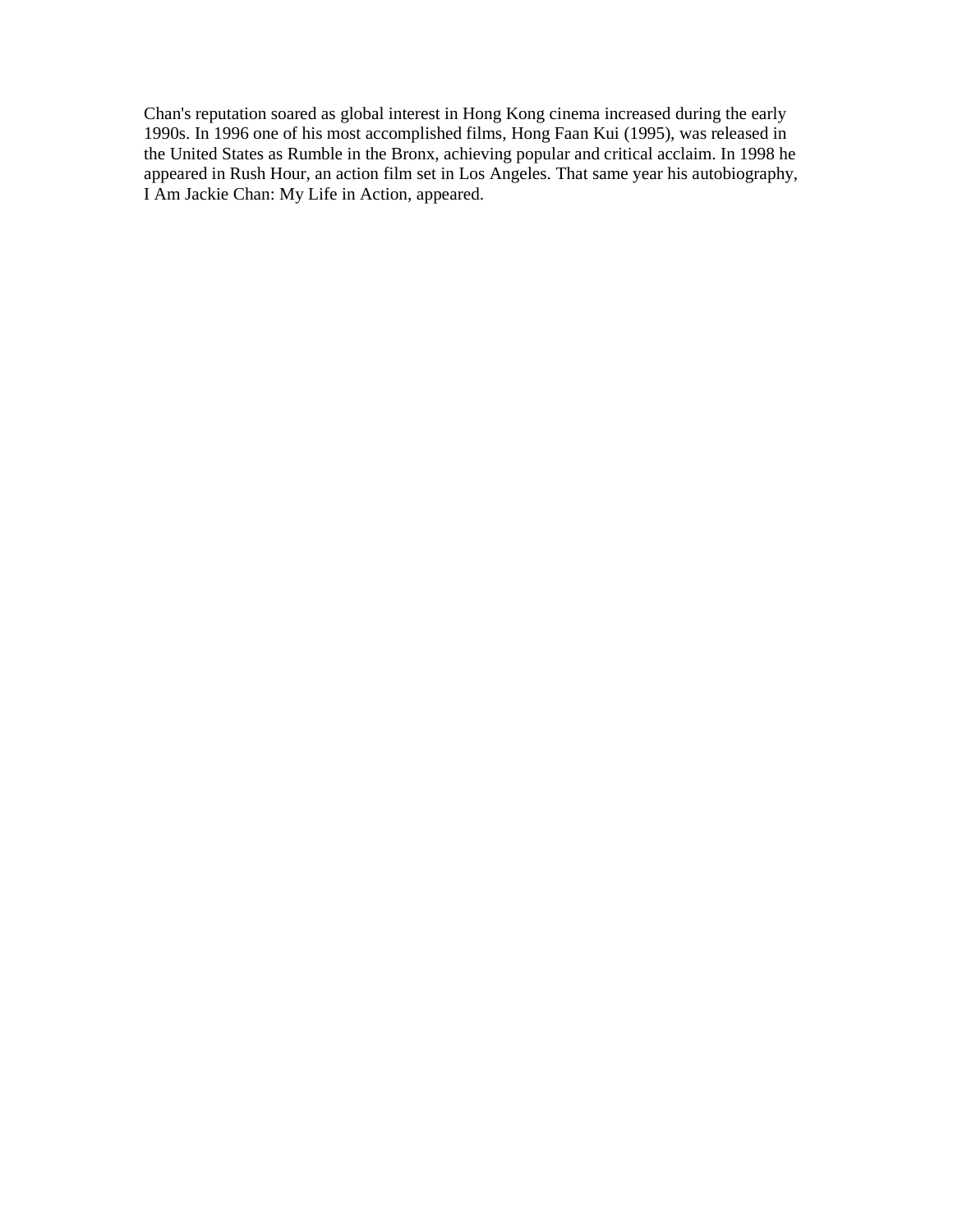Chan's reputation soared as global interest in Hong Kong cinema increased during the early 1990s. In 1996 one of his most accomplished films, Hong Faan Kui (1995), was released in the United States as Rumble in the Bronx, achieving popular and critical acclaim. In 1998 he appeared in Rush Hour, an action film set in Los Angeles. That same year his autobiography, I Am Jackie Chan: My Life in Action, appeared.